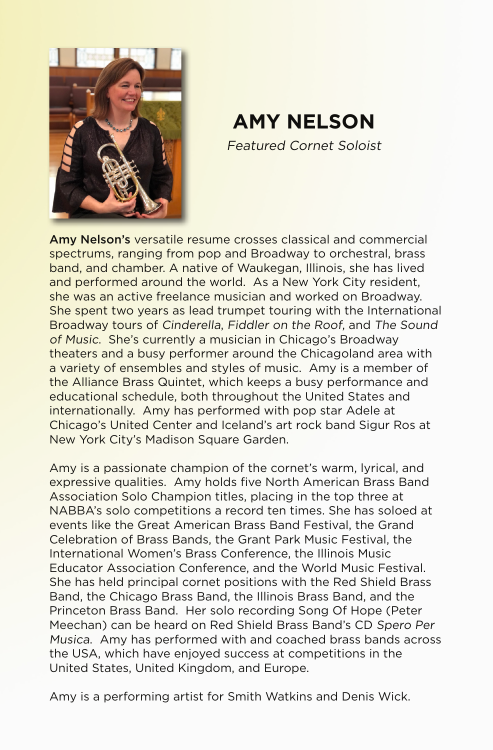# AMY NELSON

*Featured Cornet Soloist*

**Amy Nelson's** versatile resume crosses classical and commercial spectrums, ranging from pop and Broadway to orchestral, brass band, and chamber. A native of Waukegan, Illinois, she has lived and performed around the world. As a New York City resident, she was an active freelance musician and worked on Broadway. She spent two years as lead trumpet touring with the International Broadway tours of *Cinderella, Fiddler on the Roof,* and *The Sound of Music.* She's currently a musician in Chicago's Broadway theaters and a busy performer around the Chicagoland area with a variety of ensembles and styles of music. Amy is a member of the Alliance Brass Quintet, which keeps a busy performance and educational schedule, both throughout the United States and internationally. Amy has performed with pop star Adele at Chicago's United Center and Iceland's art rock band Sigur Ros at New York City's Madison Square Garden.

Amy is a passionate champion of the cornet's warm, lyrical, and expressive qualities. Amy holds five North American Brass Band Association Solo Champion titles, placing in the top three at NABBA's solo competitions a record ten times. She has soloed at events like the Great American Brass Band Festival, the Grand Celebration of Brass Bands, the Grant Park Music Festival, the International Women's Brass Conference, the Illinois Music Educator Association Conference, and the World Music Festival. She has held principal cornet positions with the Red Shield Brass Band, the Chicago Brass Band, the Illinois Brass Band, and the Princeton Brass Band. Her solo recording Song Of Hope (Peter Meechan) can be heard on Red Shield Brass Band's CD *Spero Per Musica.* Amy has performed with and coached brass bands across the USA, which have enjoyed success at competitions in the United States, United Kingdom, and Europe.

Amy is a performing artist for Smith Watkins and Denis Wick.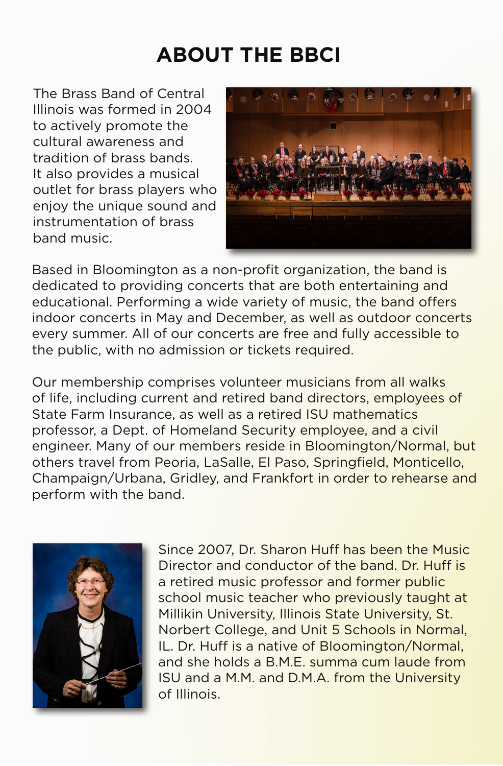# ABOUT THE BBCI

The Brass Band of Central Illinois was formed in 2004 to actively promote the cultural awareness and tradition of brass bands. It also provides a musical outlet for brass players who enjoy the unique sound and instrumentation of brass band music.

Based in Bloomington as a non-profit organization, the band is dedicated to providing concerts that are both entertaining and educational. Performing a wide variety of music, the band offers indoor concerts in May and December, as well as outdoor concerts every summer. All of our concerts are free and fully accessible to the public, with no admission or tickets required.

Our membership comprises volunteer musicians from all walks of life, including current and retired band directors, employees of State Farm Insurance, as well as a retired ISU mathematics professor, a Dept. of Homeland Security employee, and a civil engineer. Many of our members reside in Bloomington/Normal, but others travel from Peoria, LaSalle, El Paso, Springfield, Monticello, Champaign/Urbana, Gridley, and Frankfort in order to rehearse and perform with the band.

Since 2007, Dr. Sharon Huff has been the Music Director and conductor of the band. Dr. Huff is a retired music professor and former public school music teacher who previously taught at Millikin University, Illinois State University, St. Norbert College, and Unit 5 Schools in Normal, IL. Dr. Huff is a native of Bloomington/Normal, and she holds a B.M.E. summa cum laude from ISU and a M.M. and D.M.A. from the University of Illinois.